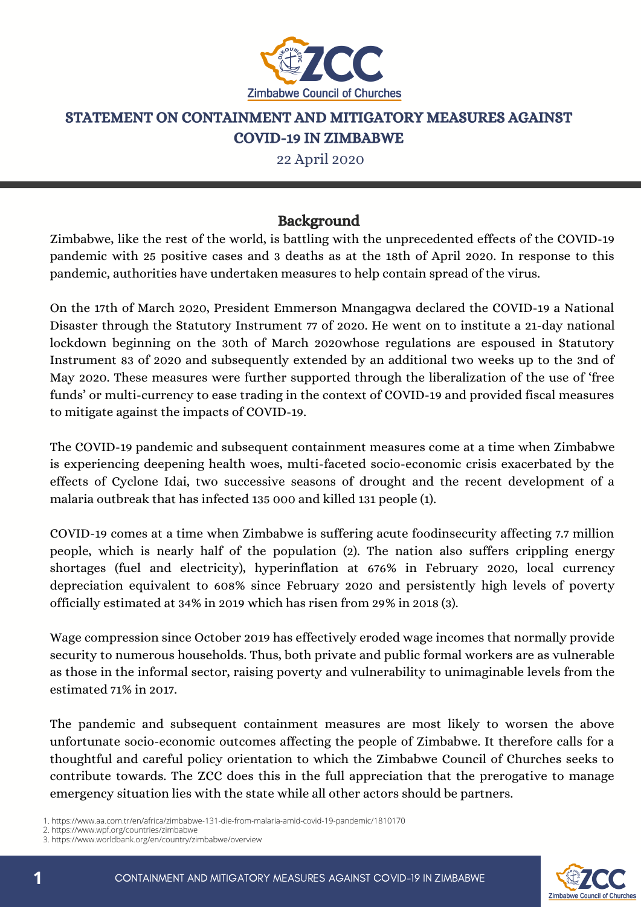Zimbabwe Council of Churches

# STATEMENT ON CONTAINMENT AND MITIGATORY MEASURES AGAINST COVID-19 IN ZIMBABWE

22 April 2020

## Background

Zimbabwe, like the rest of the world, is battling with the unprecedented effects of the COVID-19 pandemic with 25 positive cases and 3 deaths as at the 18th of April 2020. In response to this pandemic, authorities have undertaken measures to help contain spread of the virus.

On the 17th of March 2020, President Emmerson Mnangagwa declared the COVID-19 a National Disaster through the Statutory Instrument 77 of 2020. He went on to institute a 21-day national lockdown beginning on the 30th of March 2020whose regulations are espoused in Statutory Instrument 83 of 2020 and subsequently extended by an additional two weeks up to the 3nd of May 2020. These measures were further supported through the liberalization of the use of 'free funds' or multi-currency to ease trading in the context of COVID-19 and provided fiscal measures to mitigate against the impacts of COVID-19.

The COVID-19 pandemic and subsequent containment measures come at a time when Zimbabwe is experiencing deepening health woes, multi-faceted socio-economic crisis exacerbated by the effects of Cyclone Idai, two successive seasons of drought and the recent development of a malaria outbreak that has infected 135 000 and killed 131 people (1).

COVID-19 comes at a time when Zimbabwe is suffering acute foodinsecurity affecting 7.7 million people, which is nearly half of the population (2). The nation also suffers crippling energy shortages (fuel and electricity), hyperinflation at 676% in February 2020, local currency depreciation equivalent to 608% since February 2020 and persistently high levels of poverty officially estimated at 34% in 2019 which has risen from 29% in 2018 (3).

Wage compression since October 2019 has effectively eroded wage incomes that normally provide security to numerous households. Thus, both private and public formal workers are as vulnerable as those in the informal sector, raising poverty and vulnerability to unimaginable levels from the estimated 71% in 2017.

The pandemic and subsequent containment measures are most likely to worsen the above unfortunate socio-economic outcomes affecting the people of Zimbabwe. It therefore calls for a thoughtful and careful policy orientation to which the Zimbabwe Council of Churches seeks to contribute towards. The ZCC does this in the full appreciation that the prerogative to manage emergency situation lies with the state while all other actors should be partners.

1. https://www.aa.com.tr/en/africa/zimbabwe-131-die-from-malaria-amid-covid-19-pandemic/1810170
2. https://www.wpf.org/countries/zimbabwe
3. https://www.worldbank.org/en/country/zimbabwe/overview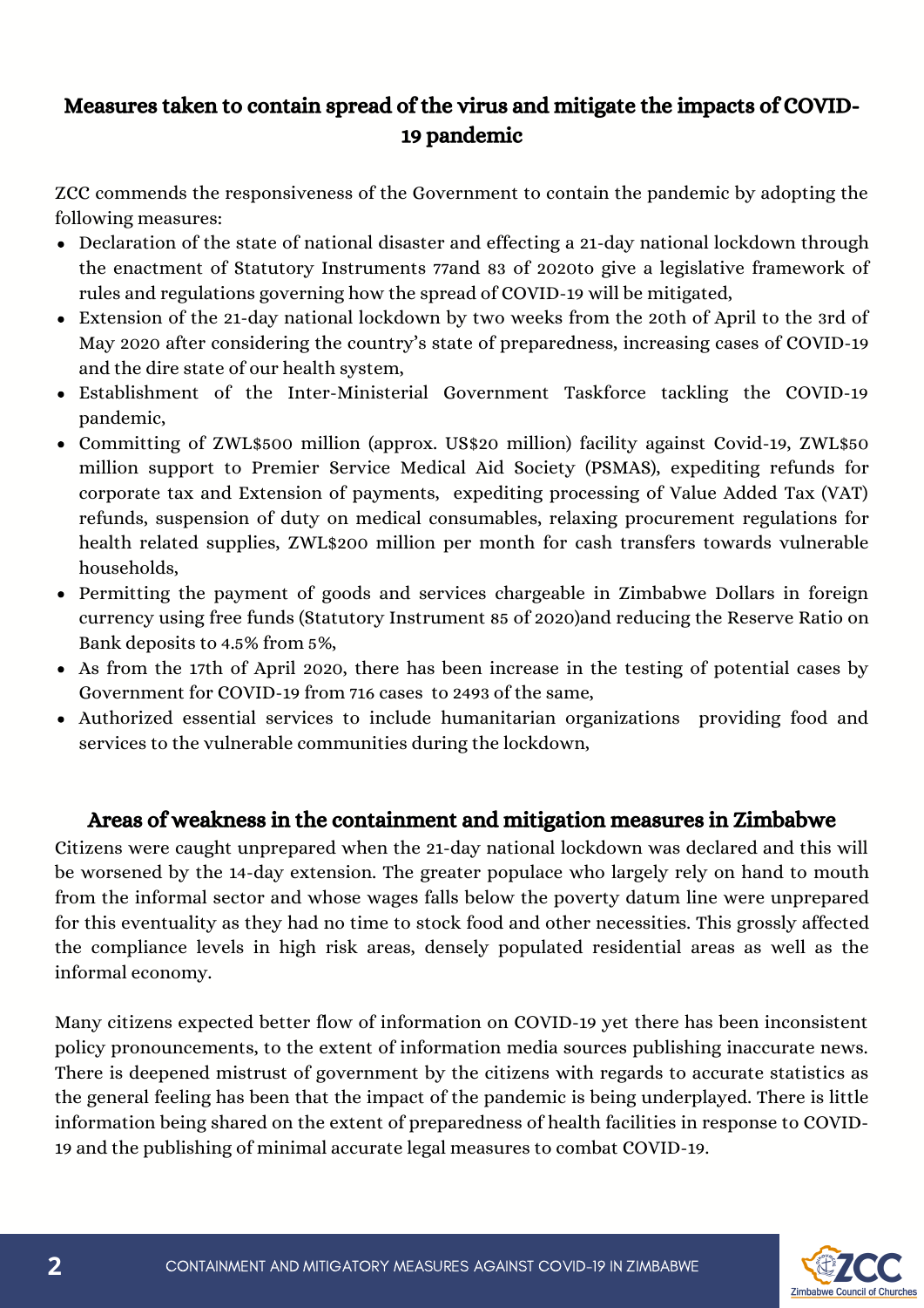## Measures taken to contain spread of the virus and mitigate the impacts of COVID-19 pandemic

ZCC commends the responsiveness of the Government to contain the pandemic by adopting the following measures:

- Declaration of the state of national disaster and effecting a 21-day national lockdown through the enactment of Statutory Instruments 77and 83 of 2020to give a legislative framework of rules and regulations governing how the spread of COVID-19 will be mitigated,
- Extension of the 21-day national lockdown by two weeks from the 20th of April to the 3rd of May 2020 after considering the country's state of preparedness, increasing cases of COVID-19 and the dire state of our health system,
- Establishment of the Inter-Ministerial Government Taskforce tackling the COVID-19 pandemic,
- Committing of ZWL$500 million (approx. US$20 million) facility against Covid-19, ZWL$50 million support to Premier Service Medical Aid Society (PSMAS), expediting refunds for corporate tax and Extension of payments, expediting processing of Value Added Tax (VAT) refunds, suspension of duty on medical consumables, relaxing procurement regulations for health related supplies, ZWL$200 million per month for cash transfers towards vulnerable households,
- Permitting the payment of goods and services chargeable in Zimbabwe Dollars in foreign currency using free funds (Statutory Instrument 85 of 2020)and reducing the Reserve Ratio on Bank deposits to 4.5% from 5%,
- As from the 17th of April 2020, there has been increase in the testing of potential cases by Government for COVID-19 from 716 cases to 2493 of the same,
- Authorized essential services to include humanitarian organizations providing food and services to the vulnerable communities during the lockdown,

## Areas of weakness in the containment and mitigation measures in Zimbabwe

Citizens were caught unprepared when the 21-day national lockdown was declared and this will be worsened by the 14-day extension. The greater populace who largely rely on hand to mouth from the informal sector and whose wages falls below the poverty datum line were unprepared for this eventuality as they had no time to stock food and other necessities. This grossly affected the compliance levels in high risk areas, densely populated residential areas as well as the informal economy.

Many citizens expected better flow of information on COVID-19 yet there has been inconsistent policy pronouncements, to the extent of information media sources publishing inaccurate news. There is deepened mistrust of government by the citizens with regards to accurate statistics as the general feeling has been that the impact of the pandemic is being underplayed. There is little information being shared on the extent of preparedness of health facilities in response to COVID-19 and the publishing of minimal accurate legal measures to combat COVID-19.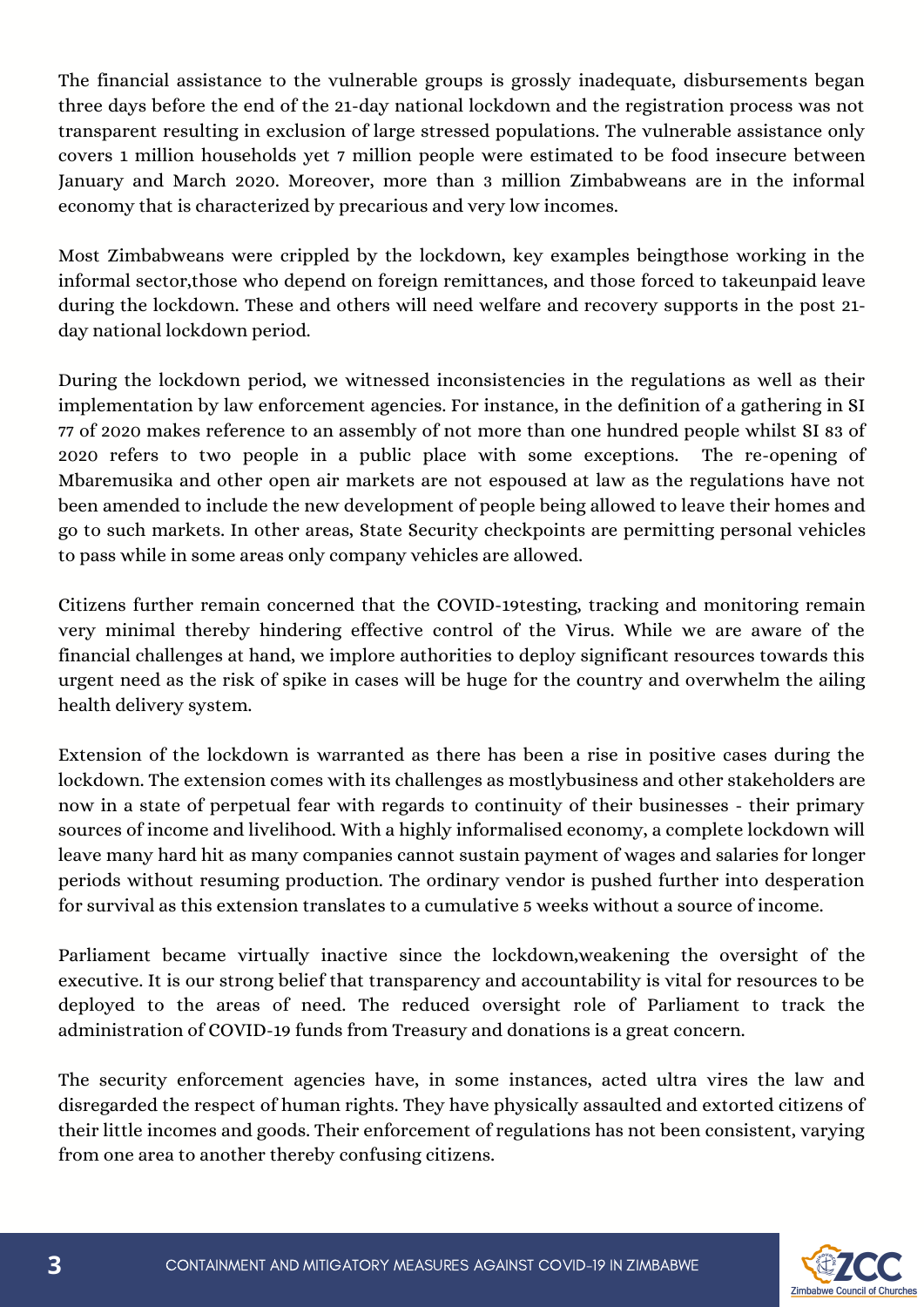The financial assistance to the vulnerable groups is grossly inadequate, disbursements began three days before the end of the 21-day national lockdown and the registration process was not transparent resulting in exclusion of large stressed populations. The vulnerable assistance only covers 1 million households yet 7 million people were estimated to be food insecure between January and March 2020. Moreover, more than 3 million Zimbabweans are in the informal economy that is characterized by precarious and very low incomes.

Most Zimbabweans were crippled by the lockdown, key examples beingthose working in the informal sector,those who depend on foreign remittances, and those forced to takeunpaid leave during the lockdown. These and others will need welfare and recovery supports in the post 21-day national lockdown period.

During the lockdown period, we witnessed inconsistencies in the regulations as well as their implementation by law enforcement agencies. For instance, in the definition of a gathering in SI 77 of 2020 makes reference to an assembly of not more than one hundred people whilst SI 83 of 2020 refers to two people in a public place with some exceptions. The re-opening of Mbaremusika and other open air markets are not espoused at law as the regulations have not been amended to include the new development of people being allowed to leave their homes and go to such markets. In other areas, State Security checkpoints are permitting personal vehicles to pass while in some areas only company vehicles are allowed.

Citizens further remain concerned that the COVID-19testing, tracking and monitoring remain very minimal thereby hindering effective control of the Virus. While we are aware of the financial challenges at hand, we implore authorities to deploy significant resources towards this urgent need as the risk of spike in cases will be huge for the country and overwhelm the ailing health delivery system.

Extension of the lockdown is warranted as there has been a rise in positive cases during the lockdown. The extension comes with its challenges as mostlybusiness and other stakeholders are now in a state of perpetual fear with regards to continuity of their businesses - their primary sources of income and livelihood. With a highly informalised economy, a complete lockdown will leave many hard hit as many companies cannot sustain payment of wages and salaries for longer periods without resuming production. The ordinary vendor is pushed further into desperation for survival as this extension translates to a cumulative 5 weeks without a source of income.

Parliament became virtually inactive since the lockdown,weakening the oversight of the executive. It is our strong belief that transparency and accountability is vital for resources to be deployed to the areas of need. The reduced oversight role of Parliament to track the administration of COVID-19 funds from Treasury and donations is a great concern.

The security enforcement agencies have, in some instances, acted ultra vires the law and disregarded the respect of human rights. They have physically assaulted and extorted citizens of their little incomes and goods. Their enforcement of regulations has not been consistent, varying from one area to another thereby confusing citizens.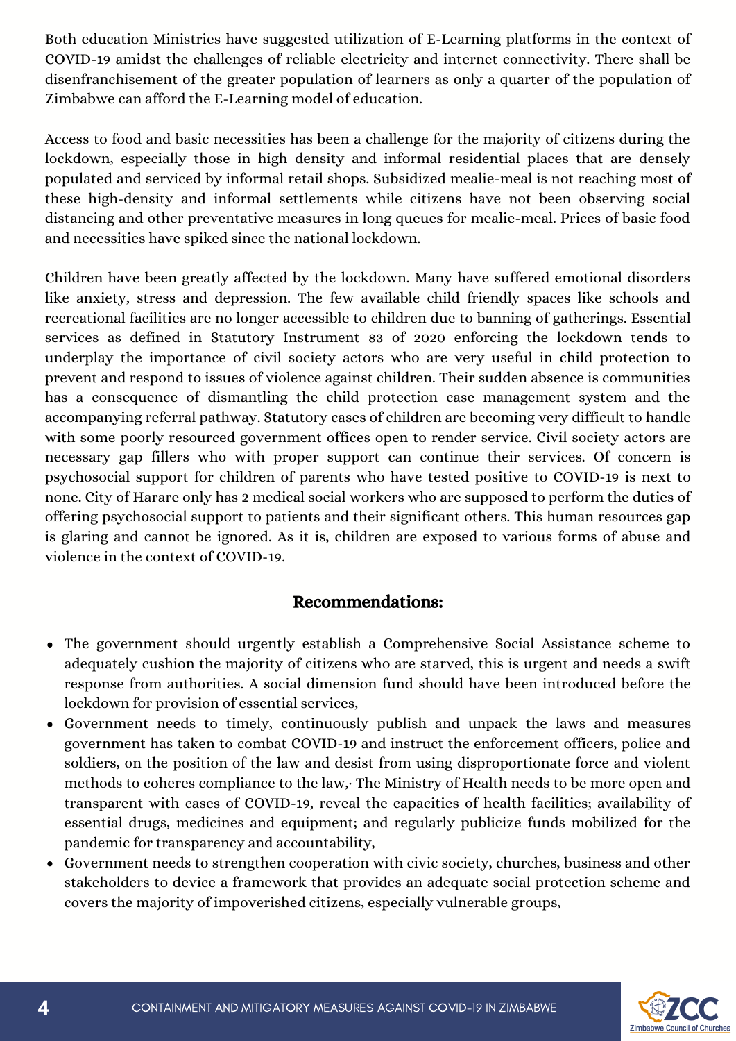Both education Ministries have suggested utilization of E-Learning platforms in the context of COVID-19 amidst the challenges of reliable electricity and internet connectivity. There shall be disenfranchisement of the greater population of learners as only a quarter of the population of Zimbabwe can afford the E-Learning model of education.

Access to food and basic necessities has been a challenge for the majority of citizens during the lockdown, especially those in high density and informal residential places that are densely populated and serviced by informal retail shops. Subsidized mealie-meal is not reaching most of these high-density and informal settlements while citizens have not been observing social distancing and other preventative measures in long queues for mealie-meal. Prices of basic food and necessities have spiked since the national lockdown.

Children have been greatly affected by the lockdown. Many have suffered emotional disorders like anxiety, stress and depression. The few available child friendly spaces like schools and recreational facilities are no longer accessible to children due to banning of gatherings. Essential services as defined in Statutory Instrument 83 of 2020 enforcing the lockdown tends to underplay the importance of civil society actors who are very useful in child protection to prevent and respond to issues of violence against children. Their sudden absence is communities has a consequence of dismantling the child protection case management system and the accompanying referral pathway. Statutory cases of children are becoming very difficult to handle with some poorly resourced government offices open to render service. Civil society actors are necessary gap fillers who with proper support can continue their services. Of concern is psychosocial support for children of parents who have tested positive to COVID-19 is next to none. City of Harare only has 2 medical social workers who are supposed to perform the duties of offering psychosocial support to patients and their significant others. This human resources gap is glaring and cannot be ignored. As it is, children are exposed to various forms of abuse and violence in the context of COVID-19.

## Recommendations:

- The government should urgently establish a Comprehensive Social Assistance scheme to adequately cushion the majority of citizens who are starved, this is urgent and needs a swift response from authorities. A social dimension fund should have been introduced before the lockdown for provision of essential services,
- Government needs to timely, continuously publish and unpack the laws and measures government has taken to combat COVID-19 and instruct the enforcement officers, police and soldiers, on the position of the law and desist from using disproportionate force and violent methods to coheres compliance to the law,· The Ministry of Health needs to be more open and transparent with cases of COVID-19, reveal the capacities of health facilities; availability of essential drugs, medicines and equipment; and regularly publicize funds mobilized for the pandemic for transparency and accountability,
- Government needs to strengthen cooperation with civic society, churches, business and other stakeholders to device a framework that provides an adequate social protection scheme and covers the majority of impoverished citizens, especially vulnerable groups,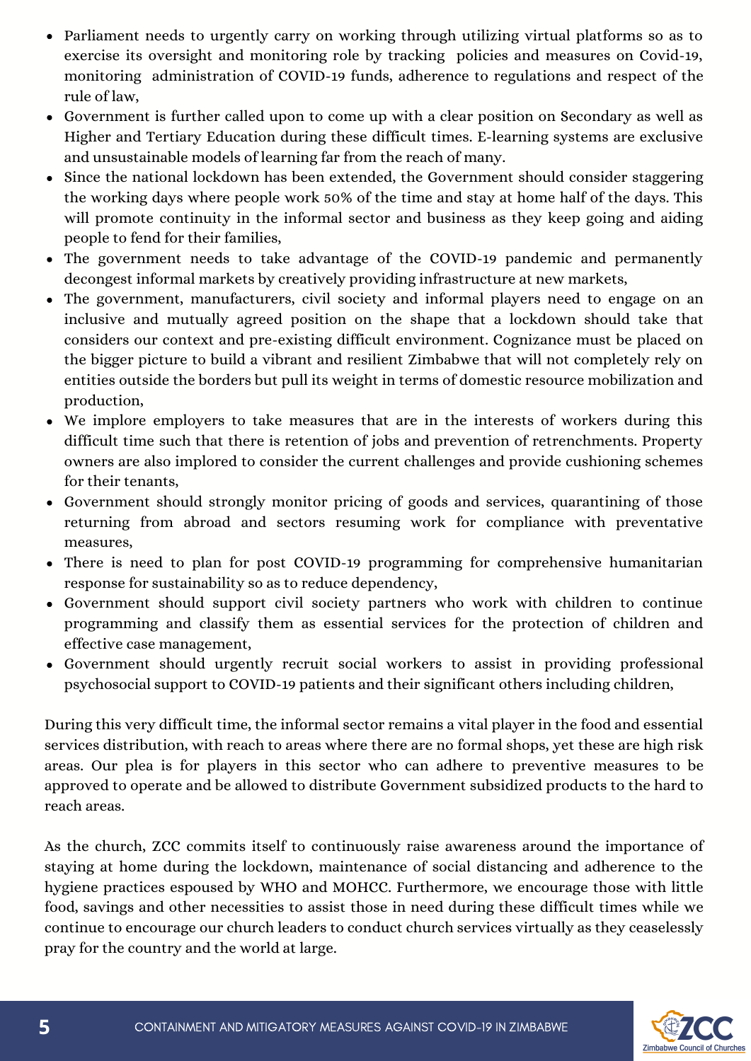- Parliament needs to urgently carry on working through utilizing virtual platforms so as to exercise its oversight and monitoring role by tracking policies and measures on Covid-19, monitoring administration of COVID-19 funds, adherence to regulations and respect of the rule of law,
- Government is further called upon to come up with a clear position on Secondary as well as Higher and Tertiary Education during these difficult times. E-learning systems are exclusive and unsustainable models of learning far from the reach of many.
- Since the national lockdown has been extended, the Government should consider staggering the working days where people work 50% of the time and stay at home half of the days. This will promote continuity in the informal sector and business as they keep going and aiding people to fend for their families,
- The government needs to take advantage of the COVID-19 pandemic and permanently decongest informal markets by creatively providing infrastructure at new markets,
- The government, manufacturers, civil society and informal players need to engage on an inclusive and mutually agreed position on the shape that a lockdown should take that considers our context and pre-existing difficult environment. Cognizance must be placed on the bigger picture to build a vibrant and resilient Zimbabwe that will not completely rely on entities outside the borders but pull its weight in terms of domestic resource mobilization and production,
- We implore employers to take measures that are in the interests of workers during this difficult time such that there is retention of jobs and prevention of retrenchments. Property owners are also implored to consider the current challenges and provide cushioning schemes for their tenants,
- Government should strongly monitor pricing of goods and services, quarantining of those returning from abroad and sectors resuming work for compliance with preventative measures,
- There is need to plan for post COVID-19 programming for comprehensive humanitarian response for sustainability so as to reduce dependency,
- Government should support civil society partners who work with children to continue programming and classify them as essential services for the protection of children and effective case management,
- Government should urgently recruit social workers to assist in providing professional psychosocial support to COVID-19 patients and their significant others including children,

During this very difficult time, the informal sector remains a vital player in the food and essential services distribution, with reach to areas where there are no formal shops, yet these are high risk areas. Our plea is for players in this sector who can adhere to preventive measures to be approved to operate and be allowed to distribute Government subsidized products to the hard to reach areas.

As the church, ZCC commits itself to continuously raise awareness around the importance of staying at home during the lockdown, maintenance of social distancing and adherence to the hygiene practices espoused by WHO and MOHCC. Furthermore, we encourage those with little food, savings and other necessities to assist those in need during these difficult times while we continue to encourage our church leaders to conduct church services virtually as they ceaselessly pray for the country and the world at large.